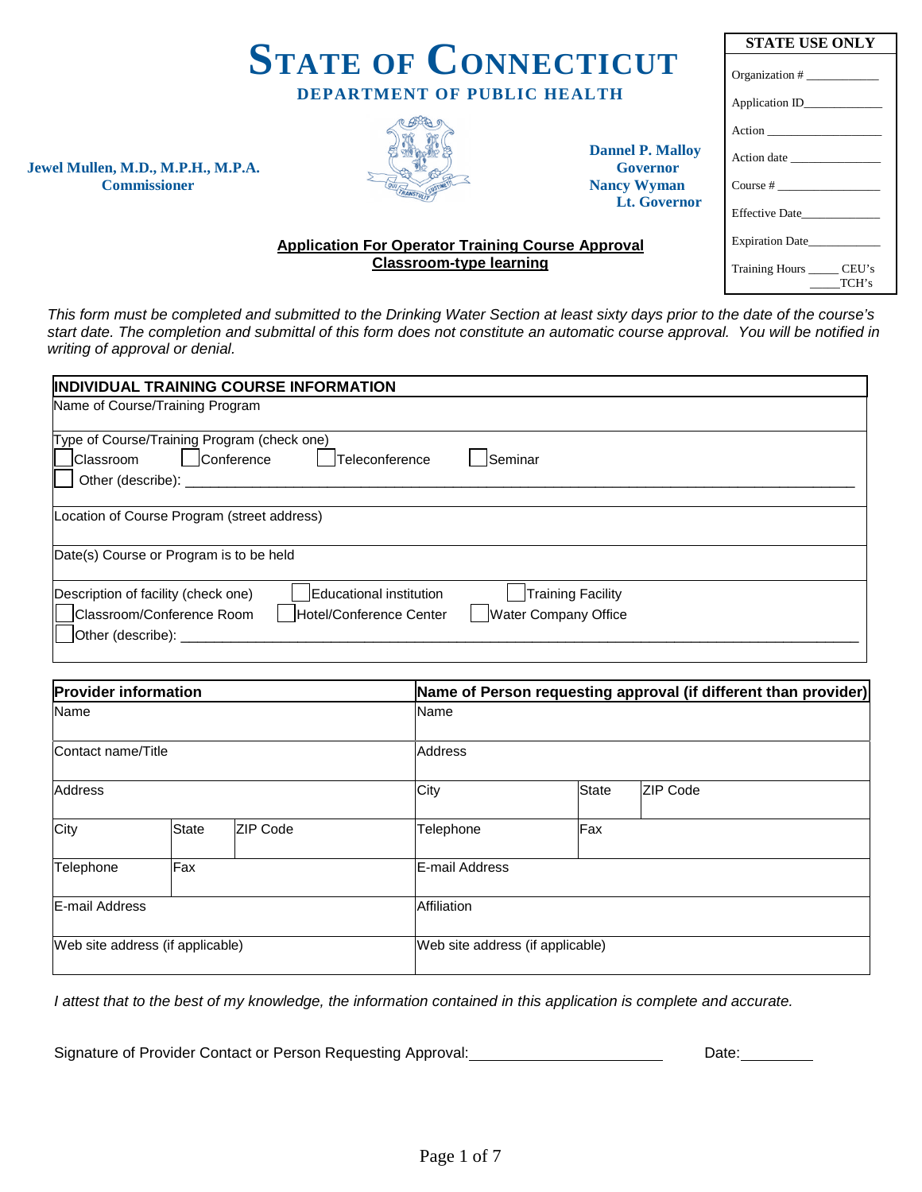# STATE OF CONNECTICUT

**DEPARTMENT OF PUBLIC HEALTH**

**Jewel Mullen, M.D., M.P.H., M.P.A.**
**Commissioner**

**Dannel P. Malloy**
**Governor**
**Nancy Wyman**
**Lt. Governor**

| STATE USE ONLY |
|---|
| Organization # ____________ |
| Application ID____________ |
| Action ____________ |
| Action date ____________ |
| Course # ____________ |
| Effective Date____________ |
| Expiration Date____________ |
| Training Hours _____ CEU's _____TCH's |

**Application For Operator Training Course Approval**
**Classroom-type learning**

*This form must be completed and submitted to the Drinking Water Section at least sixty days prior to the date of the course's start date. The completion and submittal of this form does not constitute an automatic course approval. You will be notified in writing of approval or denial.*

| INDIVIDUAL TRAINING COURSE INFORMATION |
|---|
| Name of Course/Training Program |
| Type of Course/Training Program (check one)<br>☐ Classroom ☐ Conference ☐ Teleconference ☐ Seminar<br>☐ Other (describe): ____________________ |
| Location of Course Program (street address) |
| Date(s) Course or Program is to be held |
| Description of facility (check one) ☐ Educational institution ☐ Training Facility<br>☐ Classroom/Conference Room ☐ Hotel/Conference Center ☐ Water Company Office<br>☐ Other (describe): ____________________ |

| Provider information | | | Name of Person requesting approval (if different than provider) | | |
|---|---|---|---|---|---|
| Name | | | Name | | |
| Contact name/Title | | | Address | | |
| Address | | | City | State | ZIP Code |
| City | State | ZIP Code | Telephone | Fax | |
| Telephone | Fax | | E-mail Address | | |
| E-mail Address | | | Affiliation | | |
| Web site address (if applicable) | | | Web site address (if applicable) | | |

*I attest that to the best of my knowledge, the information contained in this application is complete and accurate.*

Signature of Provider Contact or Person Requesting Approval:______________________ Date:_________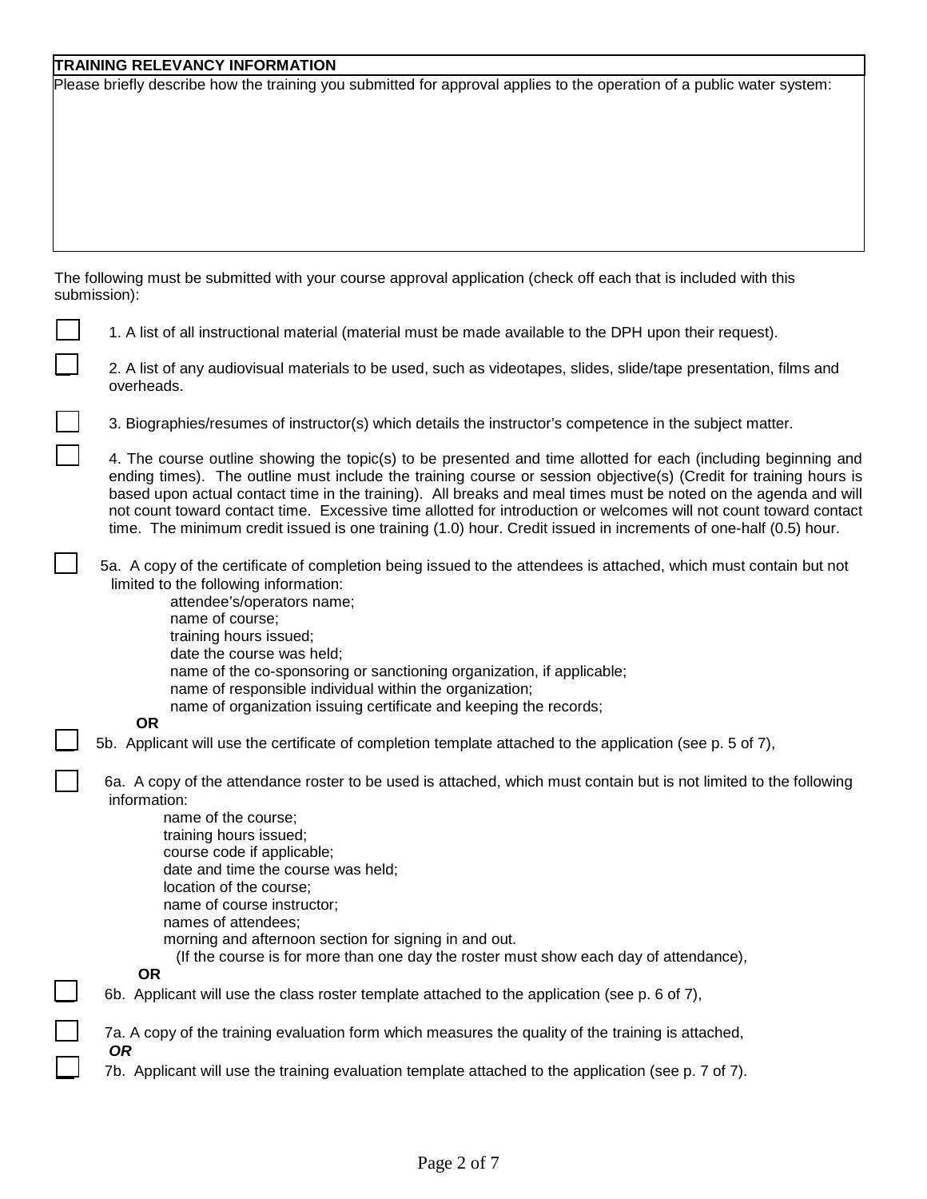| TRAINING RELEVANCY INFORMATION |
|---|
| Please briefly describe how the training you submitted for approval applies to the operation of a public water system: |

The following must be submitted with your course approval application (check off each that is included with this submission):

☐ 1. A list of all instructional material (material must be made available to the DPH upon their request).

☐ 2. A list of any audiovisual materials to be used, such as videotapes, slides, slide/tape presentation, films and overheads.

☐ 3. Biographies/resumes of instructor(s) which details the instructor's competence in the subject matter.

☐ 4. The course outline showing the topic(s) to be presented and time allotted for each (including beginning and ending times). The outline must include the training course or session objective(s) (Credit for training hours is based upon actual contact time in the training). All breaks and meal times must be noted on the agenda and will not count toward contact time. Excessive time allotted for introduction or welcomes will not count toward contact time. The minimum credit issued is one training (1.0) hour. Credit issued in increments of one-half (0.5) hour.

☐ 5a. A copy of the certificate of completion being issued to the attendees is attached, which must contain but not limited to the following information:
- attendee's/operators name;
- name of course;
- training hours issued;
- date the course was held;
- name of the co-sponsoring or sanctioning organization, if applicable;
- name of responsible individual within the organization;
- name of organization issuing certificate and keeping the records;

**OR**

☐ 5b. Applicant will use the certificate of completion template attached to the application (see p. 5 of 7),

☐ 6a. A copy of the attendance roster to be used is attached, which must contain but is not limited to the following information:
- name of the course;
- training hours issued;
- course code if applicable;
- date and time the course was held;
- location of the course;
- name of course instructor;
- names of attendees;
- morning and afternoon section for signing in and out.
  (If the course is for more than one day the roster must show each day of attendance),

**OR**

☐ 6b. Applicant will use the class roster template attached to the application (see p. 6 of 7),

☐ 7a. A copy of the training evaluation form which measures the quality of the training is attached,

***OR***

☐ 7b. Applicant will use the training evaluation template attached to the application (see p. 7 of 7).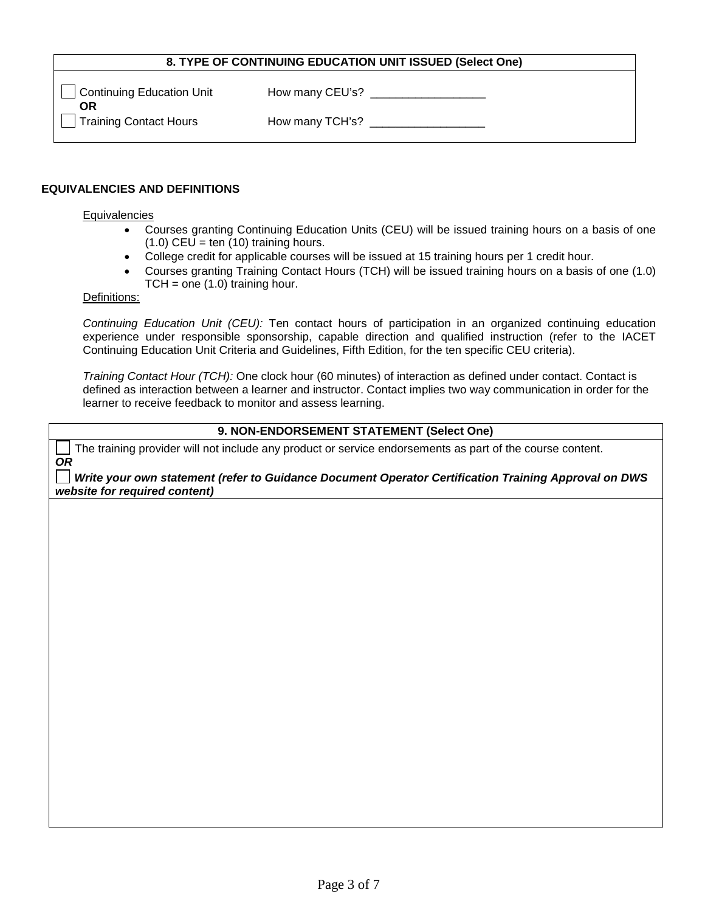| 8. TYPE OF CONTINUING EDUCATION UNIT ISSUED (Select One) | |
|---|---|
| ☐ Continuing Education Unit | How many CEU's? __________________ |
| **OR** | |
| ☐ Training Contact Hours | How many TCH's? __________________ |

**EQUIVALENCIES AND DEFINITIONS**

Equivalencies

- Courses granting Continuing Education Units (CEU) will be issued training hours on a basis of one (1.0) CEU = ten (10) training hours.
- College credit for applicable courses will be issued at 15 training hours per 1 credit hour.
- Courses granting Training Contact Hours (TCH) will be issued training hours on a basis of one (1.0) TCH = one (1.0) training hour.

Definitions:

*Continuing Education Unit (CEU):* Ten contact hours of participation in an organized continuing education experience under responsible sponsorship, capable direction and qualified instruction (refer to the IACET Continuing Education Unit Criteria and Guidelines, Fifth Edition, for the ten specific CEU criteria).

*Training Contact Hour (TCH):* One clock hour (60 minutes) of interaction as defined under contact. Contact is defined as interaction between a learner and instructor. Contact implies two way communication in order for the learner to receive feedback to monitor and assess learning.

| 9. NON-ENDORSEMENT STATEMENT (Select One) |
|---|
| ☐ The training provider will not include any product or service endorsements as part of the course content. |
| ***OR*** |
| ☐ ***Write your own statement (refer to Guidance Document Operator Certification Training Approval on DWS website for required content)*** |
| |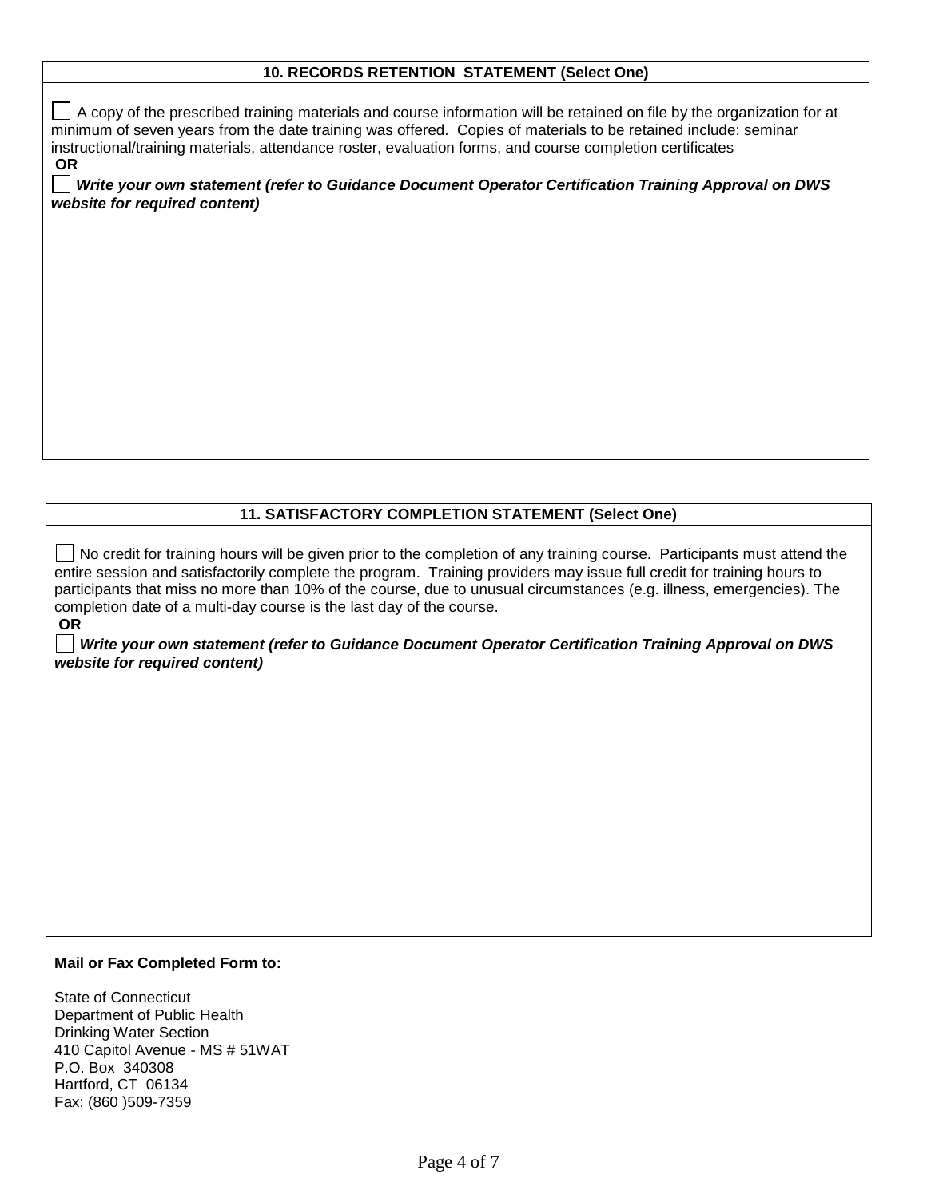| 10. RECORDS RETENTION STATEMENT (Select One) |
| --- |
| ☐ A copy of the prescribed training materials and course information will be retained on file by the organization for at minimum of seven years from the date training was offered. Copies of materials to be retained include: seminar instructional/training materials, attendance roster, evaluation forms, and course completion certificates<br>**OR**<br>☐ ***Write your own statement (refer to Guidance Document Operator Certification Training Approval on DWS website for required content)*** |
| |

| 11. SATISFACTORY COMPLETION STATEMENT (Select One) |
| --- |
| ☐ No credit for training hours will be given prior to the completion of any training course. Participants must attend the entire session and satisfactorily complete the program. Training providers may issue full credit for training hours to participants that miss no more than 10% of the course, due to unusual circumstances (e.g. illness, emergencies). The completion date of a multi-day course is the last day of the course.<br>**OR**<br>☐ ***Write your own statement (refer to Guidance Document Operator Certification Training Approval on DWS website for required content)*** |
| |

**Mail or Fax Completed Form to:**

State of Connecticut
Department of Public Health
Drinking Water Section
410 Capitol Avenue - MS # 51WAT
P.O. Box 340308
Hartford, CT 06134
Fax: (860 )509-7359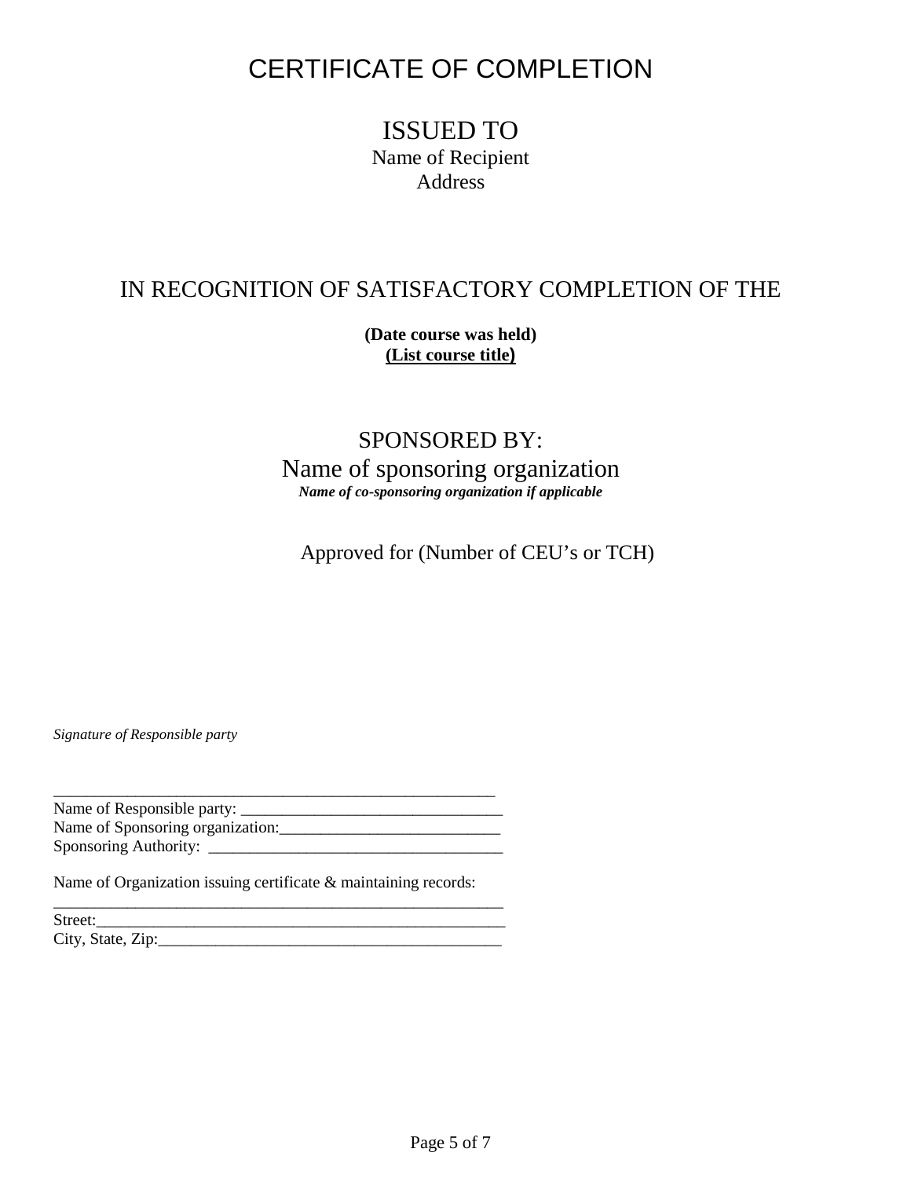# CERTIFICATE OF COMPLETION

## ISSUED TO

Name of Recipient

Address

## IN RECOGNITION OF SATISFACTORY COMPLETION OF THE

**(Date course was held)**

**<u>(List course title)</u>**

## SPONSORED BY:

Name of sponsoring organization

***Name of co-sponsoring organization if applicable***

Approved for (Number of CEU's or TCH)

*Signature of Responsible party*

_________________________________________________________

Name of Responsible party: ________________________________

Name of Sponsoring organization:___________________________

Sponsoring Authority: ____________________________________

Name of Organization issuing certificate & maintaining records:

_________________________________________________________

Street:_____________________________________________________

City, State, Zip:___________________________________________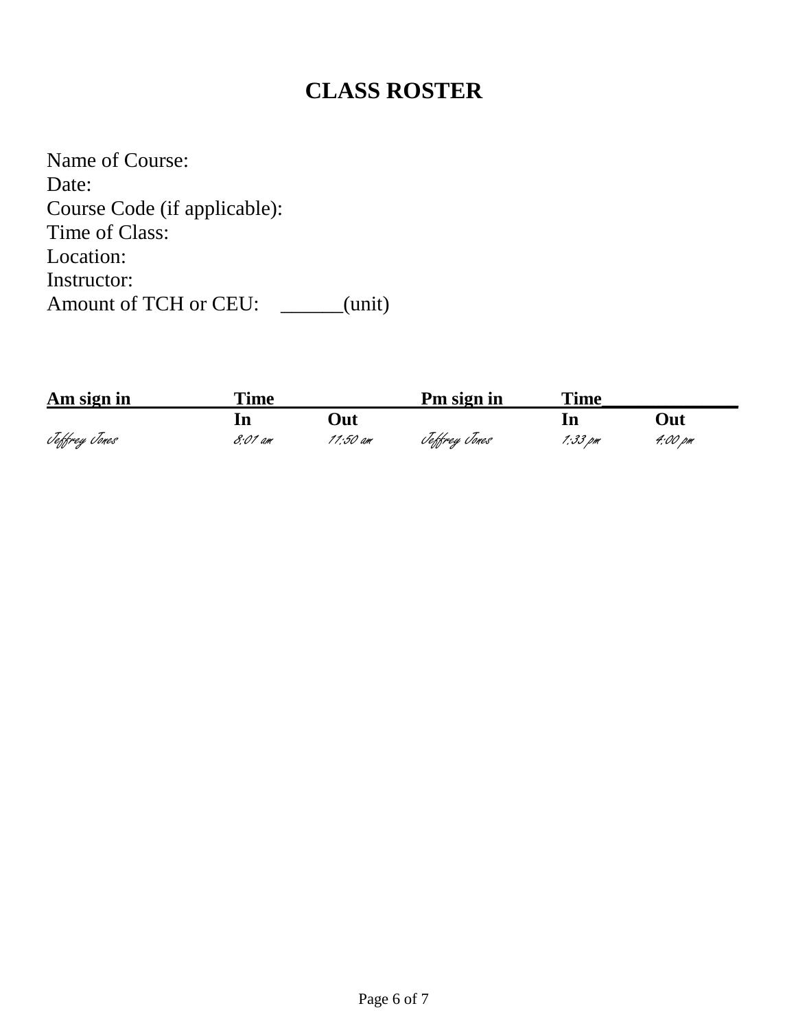# CLASS ROSTER

Name of Course:
Date:
Course Code (if applicable):
Time of Class:
Location:
Instructor:
Amount of TCH or CEU: ______(unit)

| Am sign in | Time | | Pm sign in | Time | |
|---|---|---|---|---|---|
| | In | Out | | In | Out |
| *Jeffrey Jones* | *8:01 am* | *11:50 am* | *Jeffrey Jones* | *1:33 pm* | *4:00 pm* |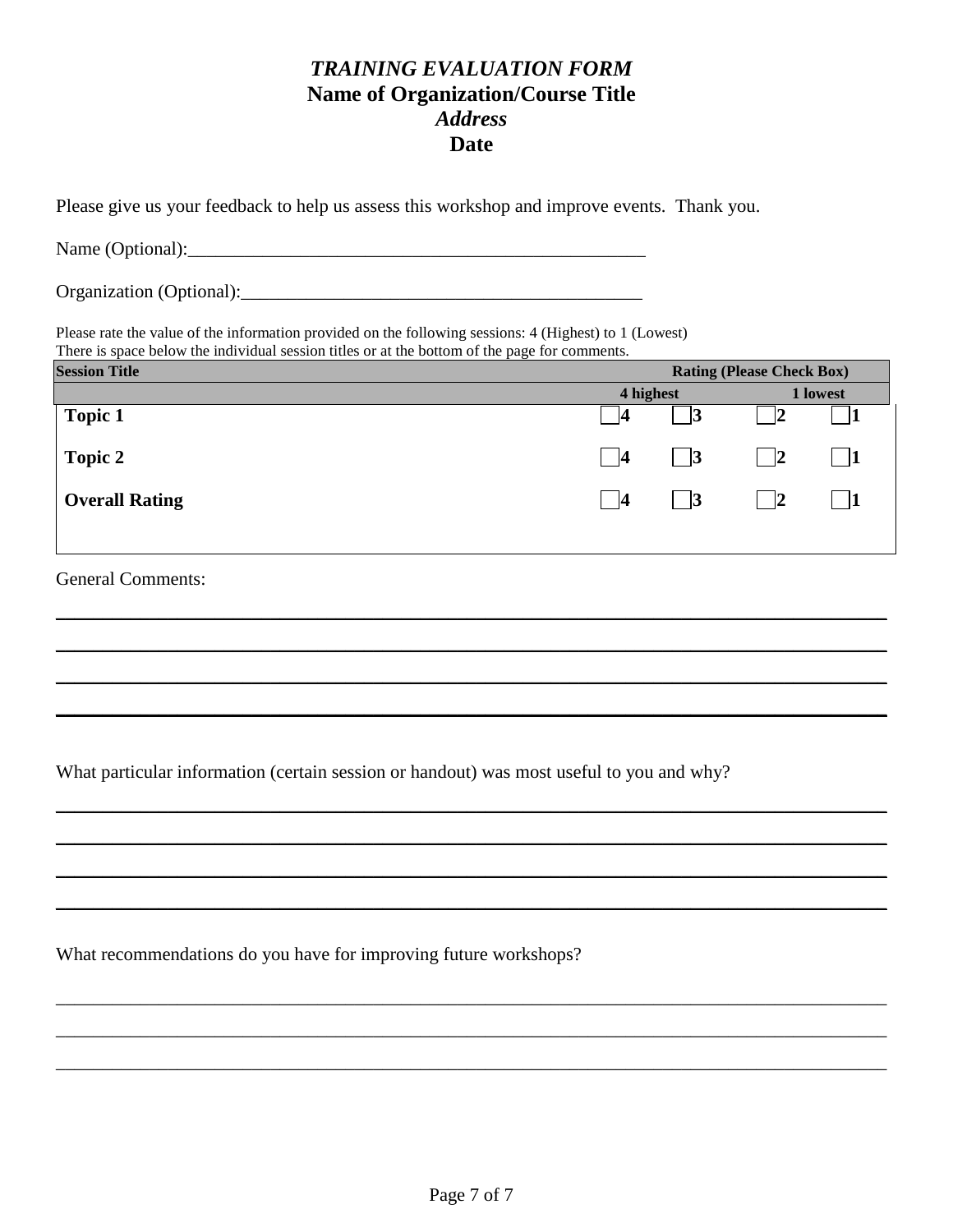# *TRAINING EVALUATION FORM*
## Name of Organization/Course Title
### *Address*
### Date

Please give us your feedback to help us assess this workshop and improve events. Thank you.

Name (Optional):_________________________________________________

Organization (Optional):____________________________________________

Please rate the value of the information provided on the following sessions: 4 (Highest) to 1 (Lowest)
There is space below the individual session titles or at the bottom of the page for comments.

| **Session Title** | **Rating (Please Check Box)** | | | |
|---|---|---|---|---|
| | **4 highest** | | | **1 lowest** |
| **Topic 1** | ☐ **4** | ☐ **3** | ☐ **2** | ☐ **1** |
| **Topic 2** | ☐ **4** | ☐ **3** | ☐ **2** | ☐ **1** |
| **Overall Rating** | ☐ **4** | ☐ **3** | ☐ **2** | ☐ **1** |

General Comments:

_______________________________________________________________________________

_______________________________________________________________________________

_______________________________________________________________________________

_______________________________________________________________________________

What particular information (certain session or handout) was most useful to you and why?

_______________________________________________________________________________

_______________________________________________________________________________

_______________________________________________________________________________

_______________________________________________________________________________

What recommendations do you have for improving future workshops?

_______________________________________________________________________________

_______________________________________________________________________________

_______________________________________________________________________________